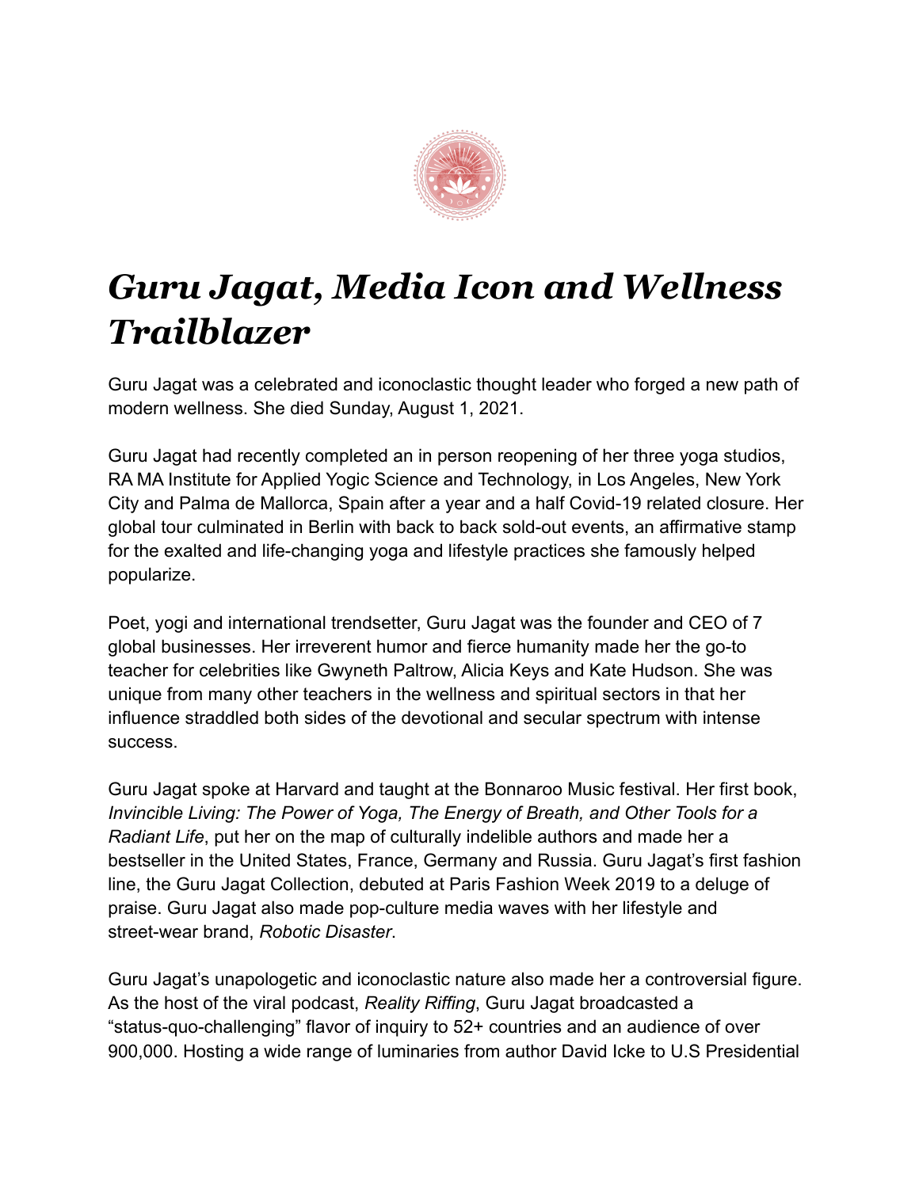# *Guru Jagat, Media Icon and Wellness Trailblazer*

Guru Jagat was a celebrated and iconoclastic thought leader who forged a new path of modern wellness. She died Sunday, August 1, 2021.

Guru Jagat had recently completed an in person reopening of her three yoga studios, RA MA Institute for Applied Yogic Science and Technology, in Los Angeles, New York City and Palma de Mallorca, Spain after a year and a half Covid-19 related closure. Her global tour culminated in Berlin with back to back sold-out events, an affirmative stamp for the exalted and life-changing yoga and lifestyle practices she famously helped popularize.

Poet, yogi and international trendsetter, Guru Jagat was the founder and CEO of 7 global businesses. Her irreverent humor and fierce humanity made her the go-to teacher for celebrities like Gwyneth Paltrow, Alicia Keys and Kate Hudson. She was unique from many other teachers in the wellness and spiritual sectors in that her influence straddled both sides of the devotional and secular spectrum with intense success.

Guru Jagat spoke at Harvard and taught at the Bonnaroo Music festival. Her first book, *Invincible Living: The Power of Yoga, The Energy of Breath, and Other Tools for a Radiant Life*, put her on the map of culturally indelible authors and made her a bestseller in the United States, France, Germany and Russia. Guru Jagat's first fashion line, the Guru Jagat Collection, debuted at Paris Fashion Week 2019 to a deluge of praise. Guru Jagat also made pop-culture media waves with her lifestyle and street-wear brand, *Robotic Disaster*.

Guru Jagat's unapologetic and iconoclastic nature also made her a controversial figure. As the host of the viral podcast, *Reality Riffing*, Guru Jagat broadcasted a "status-quo-challenging" flavor of inquiry to 52+ countries and an audience of over 900,000. Hosting a wide range of luminaries from author David Icke to U.S Presidential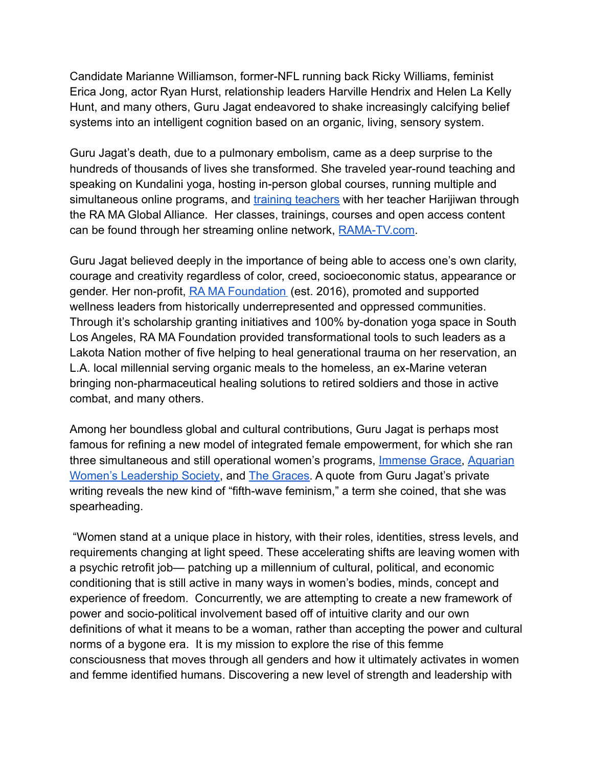Candidate Marianne Williamson, former-NFL running back Ricky Williams, feminist Erica Jong, actor Ryan Hurst, relationship leaders Harville Hendrix and Helen La Kelly Hunt, and many others, Guru Jagat endeavored to shake increasingly calcifying belief systems into an intelligent cognition based on an organic, living, sensory system.

Guru Jagat's death, due to a pulmonary embolism, came as a deep surprise to the hundreds of thousands of lives she transformed. She traveled year-round teaching and speaking on Kundalini yoga, hosting in-person global courses, running multiple and simultaneous online programs, and training teachers with her teacher Harijiwan through the RA MA Global Alliance. Her classes, trainings, courses and open access content can be found through her streaming online network, RAMA-TV.com.

Guru Jagat believed deeply in the importance of being able to access one's own clarity, courage and creativity regardless of color, creed, socioeconomic status, appearance or gender. Her non-profit, RA MA Foundation (est. 2016), promoted and supported wellness leaders from historically underrepresented and oppressed communities. Through it's scholarship granting initiatives and 100% by-donation yoga space in South Los Angeles, RA MA Foundation provided transformational tools to such leaders as a Lakota Nation mother of five helping to heal generational trauma on her reservation, an L.A. local millennial serving organic meals to the homeless, an ex-Marine veteran bringing non-pharmaceutical healing solutions to retired soldiers and those in active combat, and many others.

Among her boundless global and cultural contributions, Guru Jagat is perhaps most famous for refining a new model of integrated female empowerment, for which she ran three simultaneous and still operational women's programs, Immense Grace, Aquarian Women's Leadership Society, and The Graces. A quote from Guru Jagat's private writing reveals the new kind of "fifth-wave feminism," a term she coined, that she was spearheading.

"Women stand at a unique place in history, with their roles, identities, stress levels, and requirements changing at light speed. These accelerating shifts are leaving women with a psychic retrofit job— patching up a millennium of cultural, political, and economic conditioning that is still active in many ways in women's bodies, minds, concept and experience of freedom. Concurrently, we are attempting to create a new framework of power and socio-political involvement based off of intuitive clarity and our own definitions of what it means to be a woman, rather than accepting the power and cultural norms of a bygone era. It is my mission to explore the rise of this femme consciousness that moves through all genders and how it ultimately activates in women and femme identified humans. Discovering a new level of strength and leadership with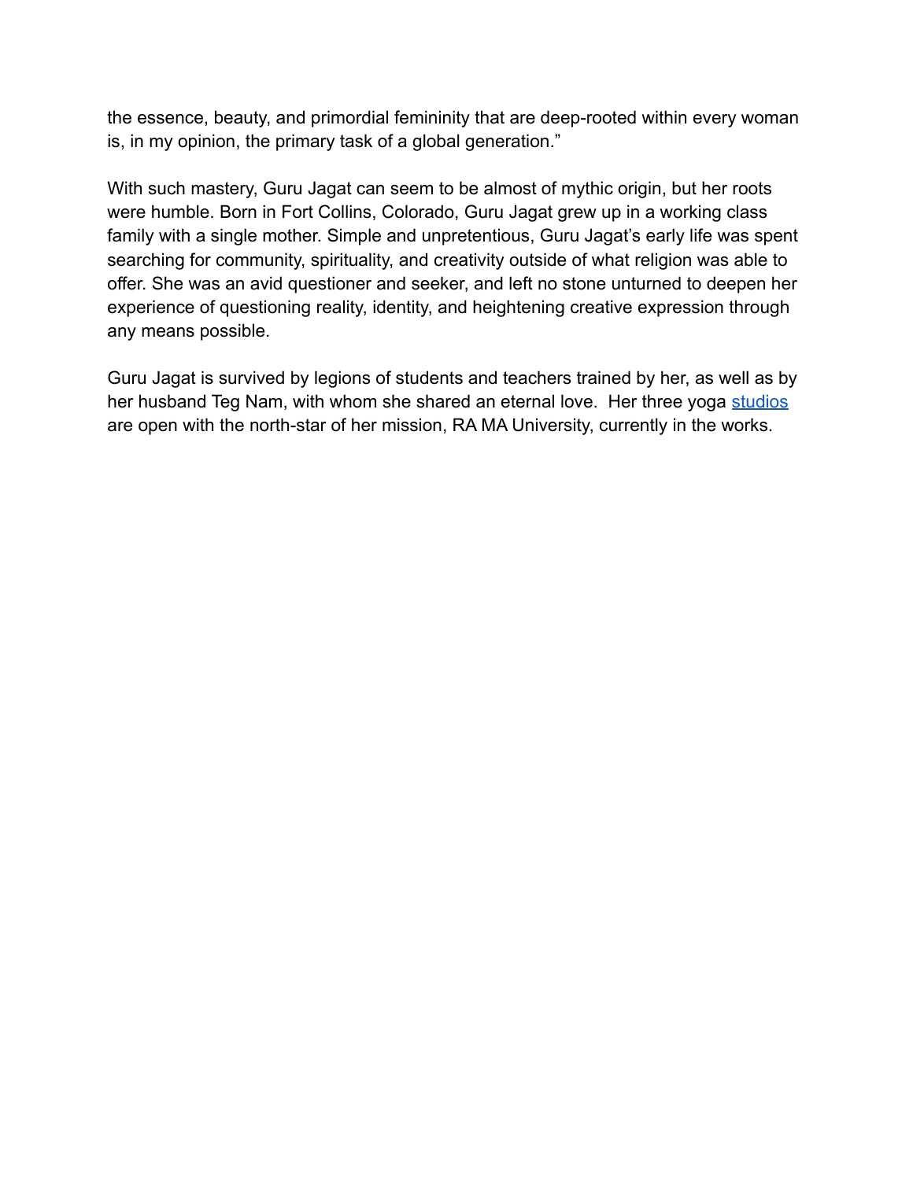the essence, beauty, and primordial femininity that are deep-rooted within every woman is, in my opinion, the primary task of a global generation."

With such mastery, Guru Jagat can seem to be almost of mythic origin, but her roots were humble. Born in Fort Collins, Colorado, Guru Jagat grew up in a working class family with a single mother. Simple and unpretentious, Guru Jagat's early life was spent searching for community, spirituality, and creativity outside of what religion was able to offer. She was an avid questioner and seeker, and left no stone unturned to deepen her experience of questioning reality, identity, and heightening creative expression through any means possible.

Guru Jagat is survived by legions of students and teachers trained by her, as well as by her husband Teg Nam, with whom she shared an eternal love. Her three yoga studios are open with the north-star of her mission, RA MA University, currently in the works.